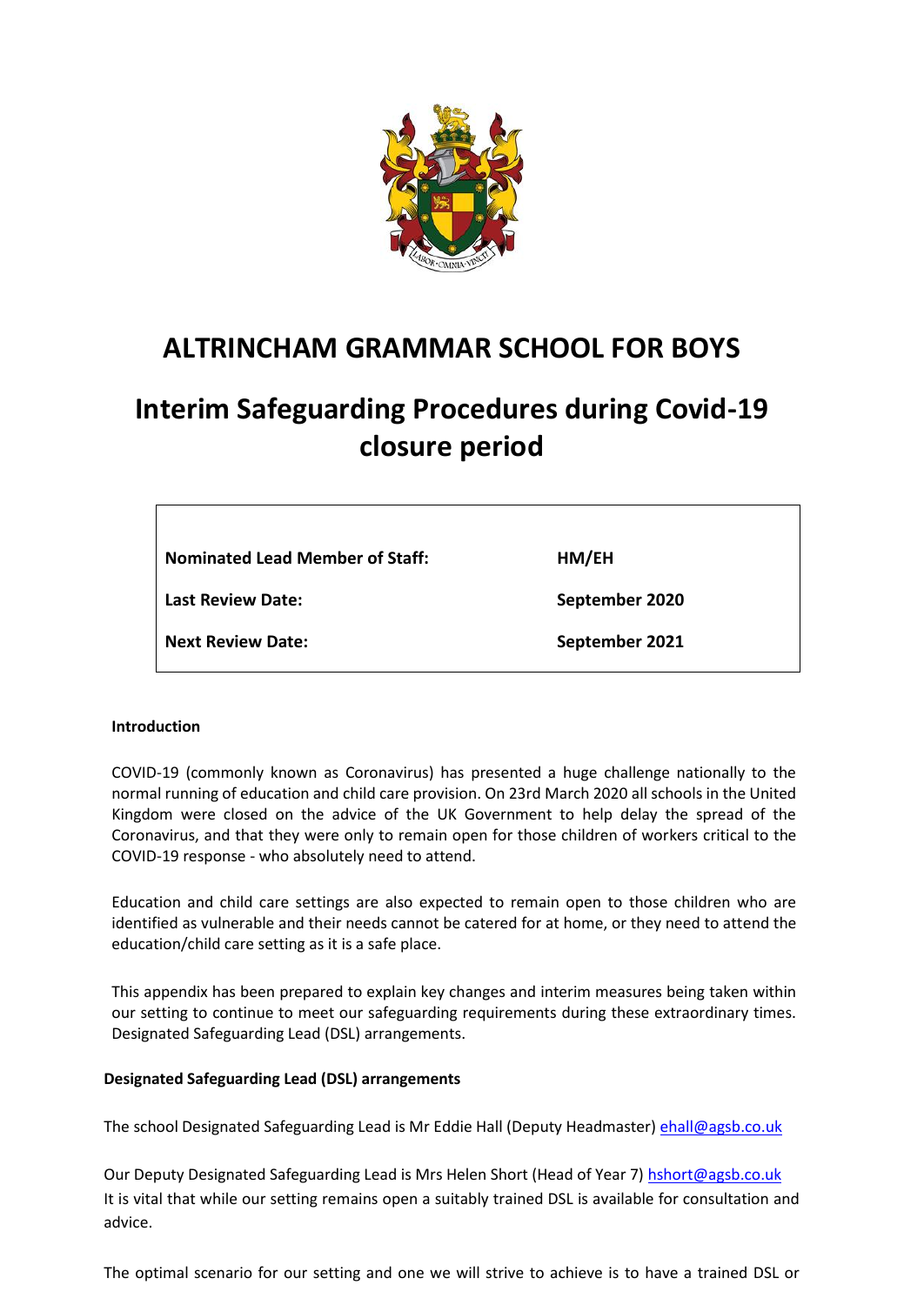# ALTRINCHAM GRAMMAR SCHOOL FOR BOYS

# Interim Safeguarding Procedures during Covid-19 closure period

| | |
|---|---|
| **Nominated Lead Member of Staff:** | **HM/EH** |
| **Last Review Date:** | **September 2020** |
| **Next Review Date:** | **September 2021** |

**Introduction**

COVID-19 (commonly known as Coronavirus) has presented a huge challenge nationally to the normal running of education and child care provision. On 23rd March 2020 all schools in the United Kingdom were closed on the advice of the UK Government to help delay the spread of the Coronavirus, and that they were only to remain open for those children of workers critical to the COVID-19 response - who absolutely need to attend.

Education and child care settings are also expected to remain open to those children who are identified as vulnerable and their needs cannot be catered for at home, or they need to attend the education/child care setting as it is a safe place.

This appendix has been prepared to explain key changes and interim measures being taken within our setting to continue to meet our safeguarding requirements during these extraordinary times. Designated Safeguarding Lead (DSL) arrangements.

**Designated Safeguarding Lead (DSL) arrangements**

The school Designated Safeguarding Lead is Mr Eddie Hall (Deputy Headmaster) ehall@agsb.co.uk

Our Deputy Designated Safeguarding Lead is Mrs Helen Short (Head of Year 7) hshort@agsb.co.uk
It is vital that while our setting remains open a suitably trained DSL is available for consultation and advice.

The optimal scenario for our setting and one we will strive to achieve is to have a trained DSL or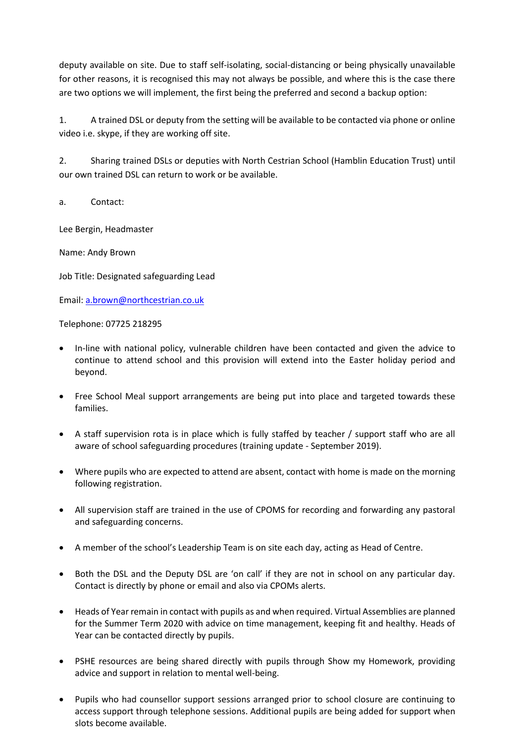deputy available on site. Due to staff self-isolating, social-distancing or being physically unavailable for other reasons, it is recognised this may not always be possible, and where this is the case there are two options we will implement, the first being the preferred and second a backup option:

1. A trained DSL or deputy from the setting will be available to be contacted via phone or online video i.e. skype, if they are working off site.

2. Sharing trained DSLs or deputies with North Cestrian School (Hamblin Education Trust) until our own trained DSL can return to work or be available.

a. Contact:

Lee Bergin, Headmaster

Name: Andy Brown

Job Title: Designated safeguarding Lead

Email: a.brown@northcestrian.co.uk

Telephone: 07725 218295

- In-line with national policy, vulnerable children have been contacted and given the advice to continue to attend school and this provision will extend into the Easter holiday period and beyond.

- Free School Meal support arrangements are being put into place and targeted towards these families.

- A staff supervision rota is in place which is fully staffed by teacher / support staff who are all aware of school safeguarding procedures (training update - September 2019).

- Where pupils who are expected to attend are absent, contact with home is made on the morning following registration.

- All supervision staff are trained in the use of CPOMS for recording and forwarding any pastoral and safeguarding concerns.

- A member of the school's Leadership Team is on site each day, acting as Head of Centre.

- Both the DSL and the Deputy DSL are 'on call' if they are not in school on any particular day. Contact is directly by phone or email and also via CPOMs alerts.

- Heads of Year remain in contact with pupils as and when required. Virtual Assemblies are planned for the Summer Term 2020 with advice on time management, keeping fit and healthy. Heads of Year can be contacted directly by pupils.

- PSHE resources are being shared directly with pupils through Show my Homework, providing advice and support in relation to mental well-being.

- Pupils who had counsellor support sessions arranged prior to school closure are continuing to access support through telephone sessions. Additional pupils are being added for support when slots become available.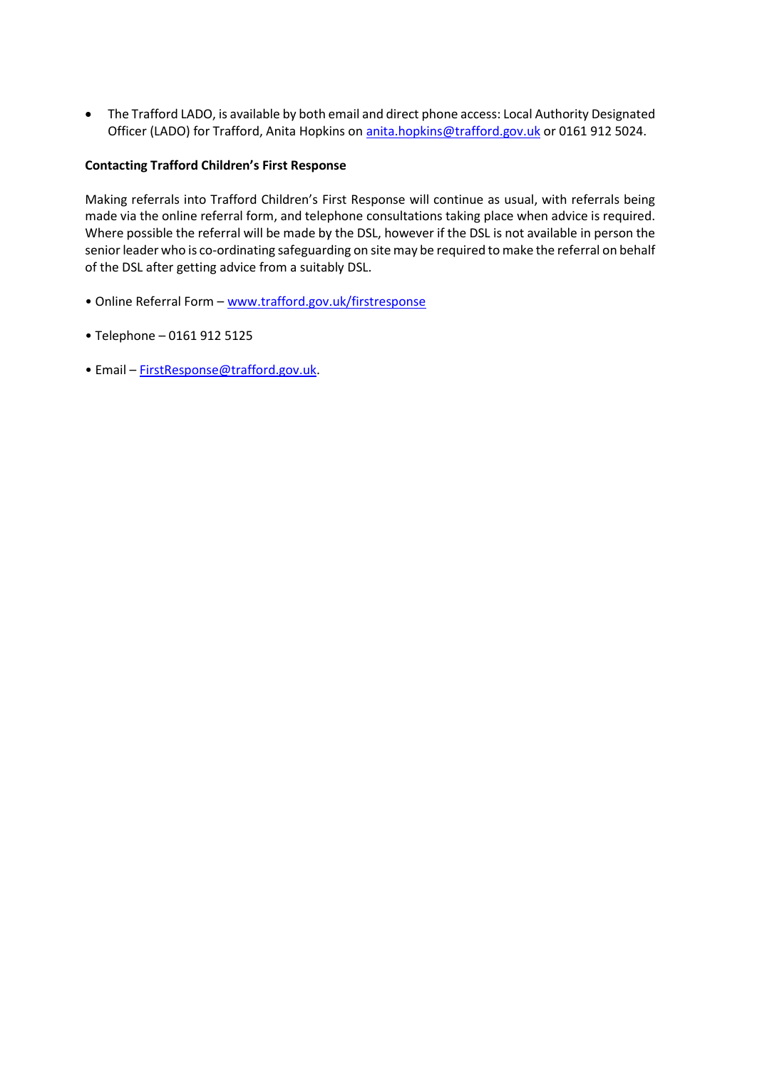- The Trafford LADO, is available by both email and direct phone access: Local Authority Designated Officer (LADO) for Trafford, Anita Hopkins on anita.hopkins@trafford.gov.uk or 0161 912 5024.

**Contacting Trafford Children's First Response**

Making referrals into Trafford Children's First Response will continue as usual, with referrals being made via the online referral form, and telephone consultations taking place when advice is required. Where possible the referral will be made by the DSL, however if the DSL is not available in person the senior leader who is co-ordinating safeguarding on site may be required to make the referral on behalf of the DSL after getting advice from a suitably DSL.

• Online Referral Form – www.trafford.gov.uk/firstresponse

• Telephone – 0161 912 5125

• Email – FirstResponse@trafford.gov.uk.